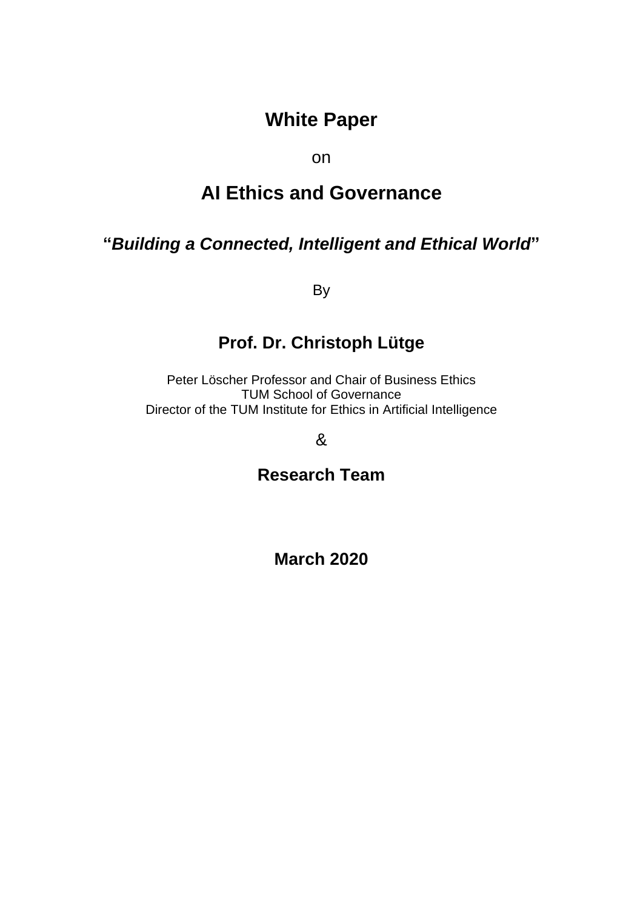# White Paper

on

# AI Ethics and Governance

### "*Building a Connected, Intelligent and Ethical World*"

By

## Prof. Dr. Christoph Lütge

Peter Löscher Professor and Chair of Business Ethics
TUM School of Governance
Director of the TUM Institute for Ethics in Artificial Intelligence

&

## Research Team

**March 2020**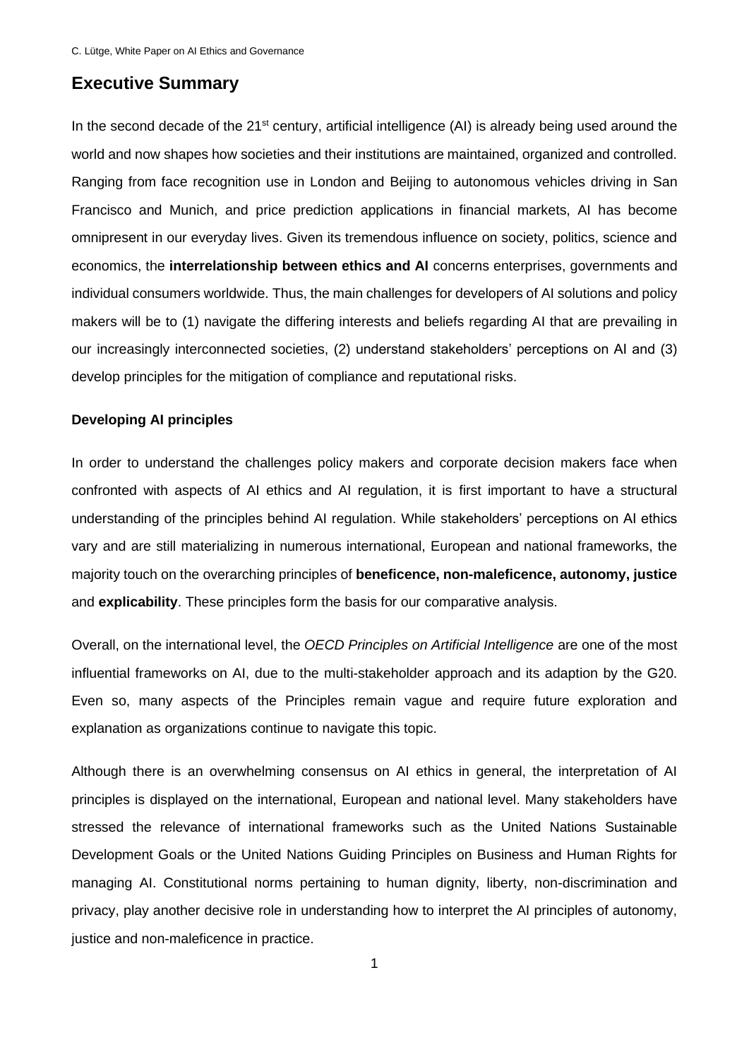# Executive Summary

In the second decade of the 21st century, artificial intelligence (AI) is already being used around the world and now shapes how societies and their institutions are maintained, organized and controlled. Ranging from face recognition use in London and Beijing to autonomous vehicles driving in San Francisco and Munich, and price prediction applications in financial markets, AI has become omnipresent in our everyday lives. Given its tremendous influence on society, politics, science and economics, the **interrelationship between ethics and AI** concerns enterprises, governments and individual consumers worldwide. Thus, the main challenges for developers of AI solutions and policy makers will be to (1) navigate the differing interests and beliefs regarding AI that are prevailing in our increasingly interconnected societies, (2) understand stakeholders' perceptions on AI and (3) develop principles for the mitigation of compliance and reputational risks.

**Developing AI principles**

In order to understand the challenges policy makers and corporate decision makers face when confronted with aspects of AI ethics and AI regulation, it is first important to have a structural understanding of the principles behind AI regulation. While stakeholders' perceptions on AI ethics vary and are still materializing in numerous international, European and national frameworks, the majority touch on the overarching principles of **beneficence, non-maleficence, autonomy, justice** and **explicability**. These principles form the basis for our comparative analysis.

Overall, on the international level, the *OECD Principles on Artificial Intelligence* are one of the most influential frameworks on AI, due to the multi-stakeholder approach and its adaption by the G20. Even so, many aspects of the Principles remain vague and require future exploration and explanation as organizations continue to navigate this topic.

Although there is an overwhelming consensus on AI ethics in general, the interpretation of AI principles is displayed on the international, European and national level. Many stakeholders have stressed the relevance of international frameworks such as the United Nations Sustainable Development Goals or the United Nations Guiding Principles on Business and Human Rights for managing AI. Constitutional norms pertaining to human dignity, liberty, non-discrimination and privacy, play another decisive role in understanding how to interpret the AI principles of autonomy, justice and non-maleficence in practice.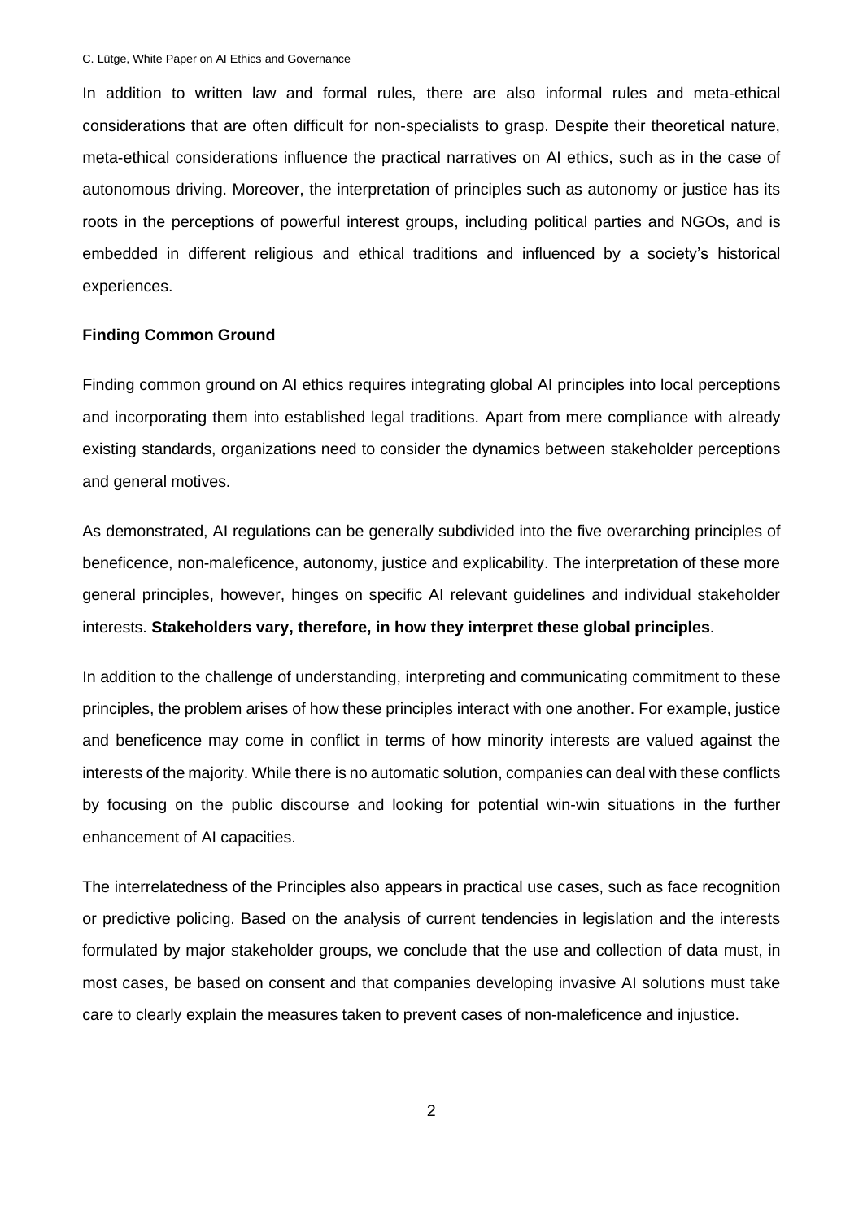In addition to written law and formal rules, there are also informal rules and meta-ethical considerations that are often difficult for non-specialists to grasp. Despite their theoretical nature, meta-ethical considerations influence the practical narratives on AI ethics, such as in the case of autonomous driving. Moreover, the interpretation of principles such as autonomy or justice has its roots in the perceptions of powerful interest groups, including political parties and NGOs, and is embedded in different religious and ethical traditions and influenced by a society's historical experiences.

## Finding Common Ground

Finding common ground on AI ethics requires integrating global AI principles into local perceptions and incorporating them into established legal traditions. Apart from mere compliance with already existing standards, organizations need to consider the dynamics between stakeholder perceptions and general motives.

As demonstrated, AI regulations can be generally subdivided into the five overarching principles of beneficence, non-maleficence, autonomy, justice and explicability. The interpretation of these more general principles, however, hinges on specific AI relevant guidelines and individual stakeholder interests. **Stakeholders vary, therefore, in how they interpret these global principles**.

In addition to the challenge of understanding, interpreting and communicating commitment to these principles, the problem arises of how these principles interact with one another. For example, justice and beneficence may come in conflict in terms of how minority interests are valued against the interests of the majority. While there is no automatic solution, companies can deal with these conflicts by focusing on the public discourse and looking for potential win-win situations in the further enhancement of AI capacities.

The interrelatedness of the Principles also appears in practical use cases, such as face recognition or predictive policing. Based on the analysis of current tendencies in legislation and the interests formulated by major stakeholder groups, we conclude that the use and collection of data must, in most cases, be based on consent and that companies developing invasive AI solutions must take care to clearly explain the measures taken to prevent cases of non-maleficence and injustice.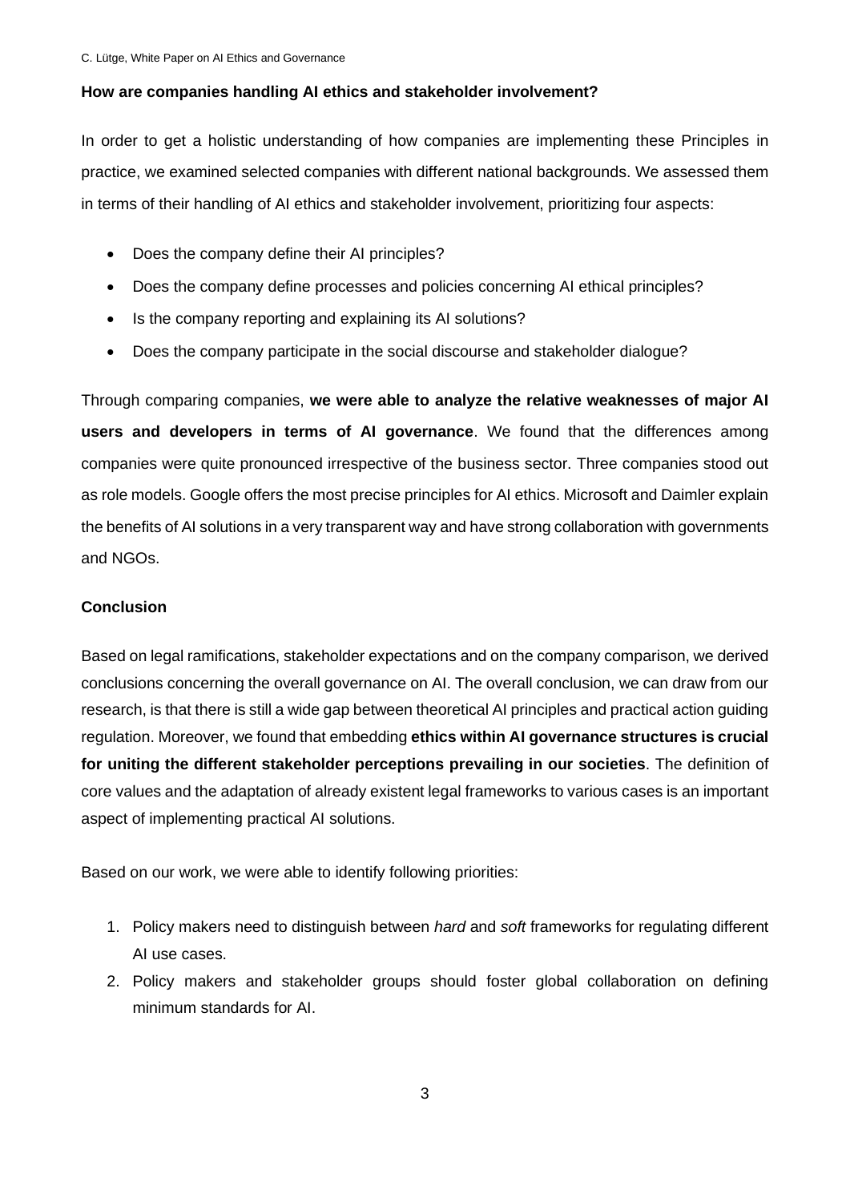**How are companies handling AI ethics and stakeholder involvement?**

In order to get a holistic understanding of how companies are implementing these Principles in practice, we examined selected companies with different national backgrounds. We assessed them in terms of their handling of AI ethics and stakeholder involvement, prioritizing four aspects:

- Does the company define their AI principles?
- Does the company define processes and policies concerning AI ethical principles?
- Is the company reporting and explaining its AI solutions?
- Does the company participate in the social discourse and stakeholder dialogue?

Through comparing companies, **we were able to analyze the relative weaknesses of major AI users and developers in terms of AI governance**. We found that the differences among companies were quite pronounced irrespective of the business sector. Three companies stood out as role models. Google offers the most precise principles for AI ethics. Microsoft and Daimler explain the benefits of AI solutions in a very transparent way and have strong collaboration with governments and NGOs.

**Conclusion**

Based on legal ramifications, stakeholder expectations and on the company comparison, we derived conclusions concerning the overall governance on AI. The overall conclusion, we can draw from our research, is that there is still a wide gap between theoretical AI principles and practical action guiding regulation. Moreover, we found that embedding **ethics within AI governance structures is crucial for uniting the different stakeholder perceptions prevailing in our societies**. The definition of core values and the adaptation of already existent legal frameworks to various cases is an important aspect of implementing practical AI solutions.

Based on our work, we were able to identify following priorities:

1. Policy makers need to distinguish between *hard* and *soft* frameworks for regulating different AI use cases.
2. Policy makers and stakeholder groups should foster global collaboration on defining minimum standards for AI.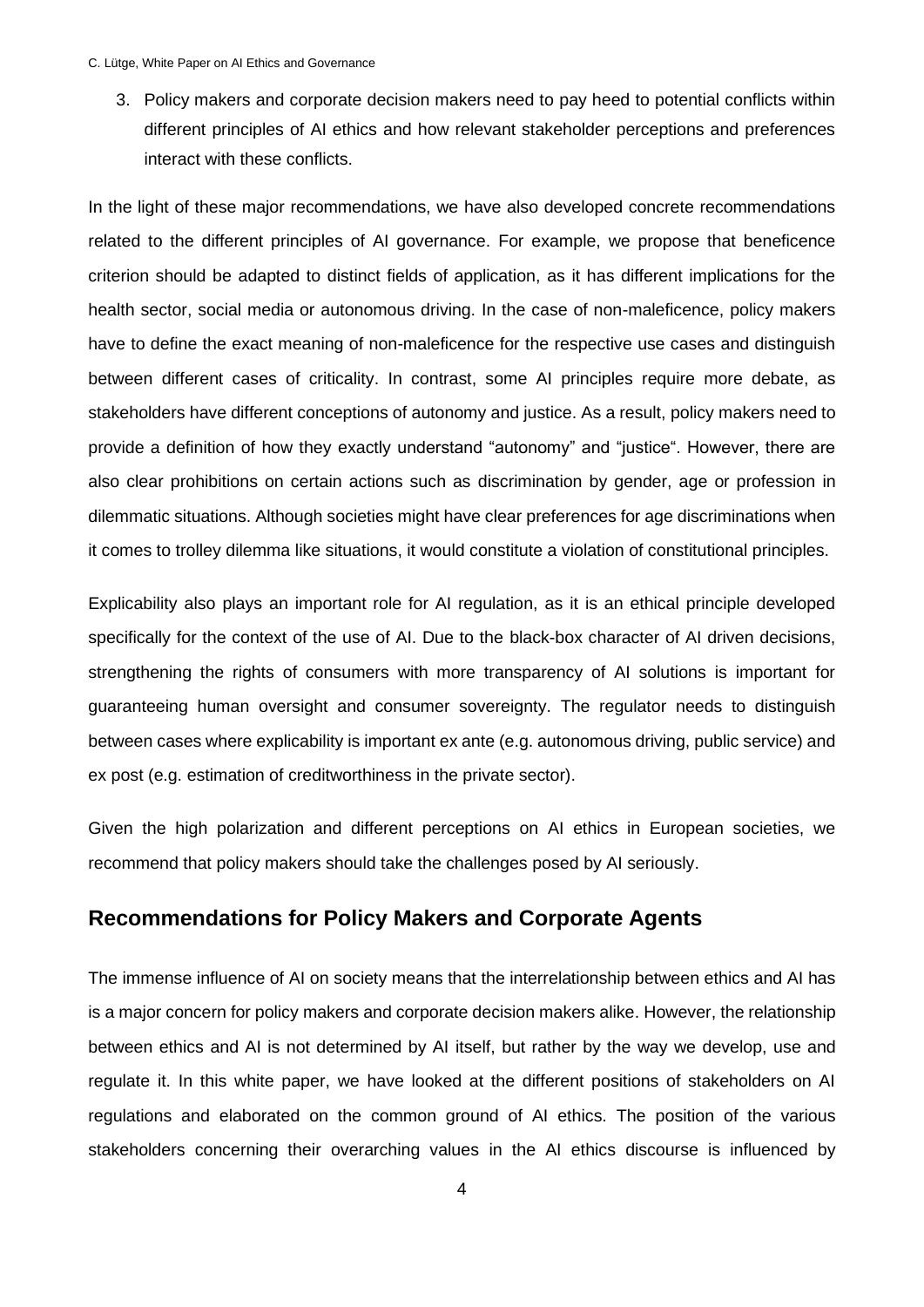3. Policy makers and corporate decision makers need to pay heed to potential conflicts within different principles of AI ethics and how relevant stakeholder perceptions and preferences interact with these conflicts.

In the light of these major recommendations, we have also developed concrete recommendations related to the different principles of AI governance. For example, we propose that beneficence criterion should be adapted to distinct fields of application, as it has different implications for the health sector, social media or autonomous driving. In the case of non-maleficence, policy makers have to define the exact meaning of non-maleficence for the respective use cases and distinguish between different cases of criticality. In contrast, some AI principles require more debate, as stakeholders have different conceptions of autonomy and justice. As a result, policy makers need to provide a definition of how they exactly understand "autonomy" and "justice". However, there are also clear prohibitions on certain actions such as discrimination by gender, age or profession in dilemmatic situations. Although societies might have clear preferences for age discriminations when it comes to trolley dilemma like situations, it would constitute a violation of constitutional principles.

Explicability also plays an important role for AI regulation, as it is an ethical principle developed specifically for the context of the use of AI. Due to the black-box character of AI driven decisions, strengthening the rights of consumers with more transparency of AI solutions is important for guaranteeing human oversight and consumer sovereignty. The regulator needs to distinguish between cases where explicability is important ex ante (e.g. autonomous driving, public service) and ex post (e.g. estimation of creditworthiness in the private sector).

Given the high polarization and different perceptions on AI ethics in European societies, we recommend that policy makers should take the challenges posed by AI seriously.

## Recommendations for Policy Makers and Corporate Agents

The immense influence of AI on society means that the interrelationship between ethics and AI has is a major concern for policy makers and corporate decision makers alike. However, the relationship between ethics and AI is not determined by AI itself, but rather by the way we develop, use and regulate it. In this white paper, we have looked at the different positions of stakeholders on AI regulations and elaborated on the common ground of AI ethics. The position of the various stakeholders concerning their overarching values in the AI ethics discourse is influenced by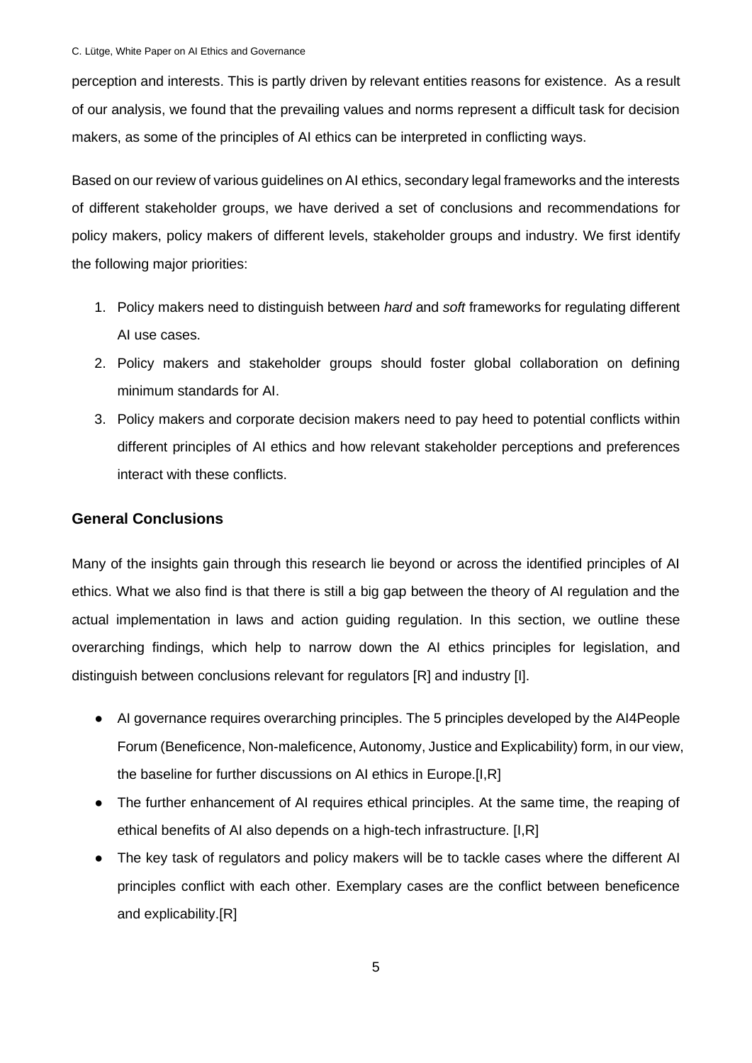perception and interests. This is partly driven by relevant entities reasons for existence. As a result of our analysis, we found that the prevailing values and norms represent a difficult task for decision makers, as some of the principles of AI ethics can be interpreted in conflicting ways.

Based on our review of various guidelines on AI ethics, secondary legal frameworks and the interests of different stakeholder groups, we have derived a set of conclusions and recommendations for policy makers, policy makers of different levels, stakeholder groups and industry. We first identify the following major priorities:

1. Policy makers need to distinguish between *hard* and *soft* frameworks for regulating different AI use cases.
2. Policy makers and stakeholder groups should foster global collaboration on defining minimum standards for AI.
3. Policy makers and corporate decision makers need to pay heed to potential conflicts within different principles of AI ethics and how relevant stakeholder perceptions and preferences interact with these conflicts.

### General Conclusions

Many of the insights gain through this research lie beyond or across the identified principles of AI ethics. What we also find is that there is still a big gap between the theory of AI regulation and the actual implementation in laws and action guiding regulation. In this section, we outline these overarching findings, which help to narrow down the AI ethics principles for legislation, and distinguish between conclusions relevant for regulators [R] and industry [I].

- AI governance requires overarching principles. The 5 principles developed by the AI4People Forum (Beneficence, Non-maleficence, Autonomy, Justice and Explicability) form, in our view, the baseline for further discussions on AI ethics in Europe.[I,R]
- The further enhancement of AI requires ethical principles. At the same time, the reaping of ethical benefits of AI also depends on a high-tech infrastructure. [I,R]
- The key task of regulators and policy makers will be to tackle cases where the different AI principles conflict with each other. Exemplary cases are the conflict between beneficence and explicability.[R]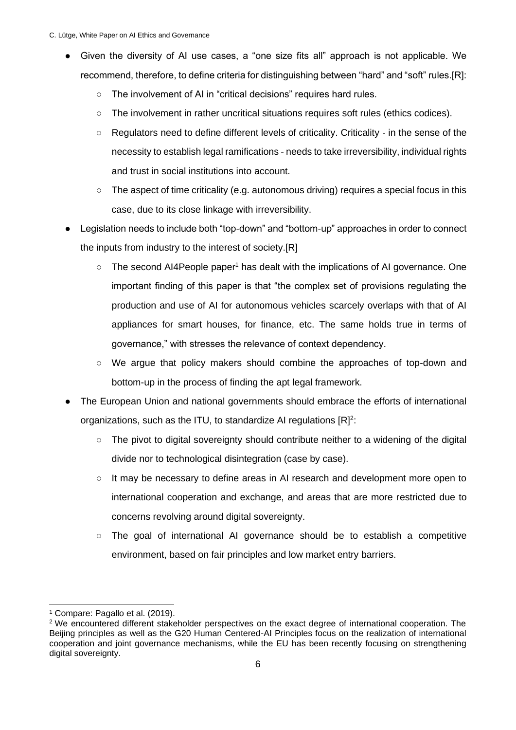- Given the diversity of AI use cases, a "one size fits all" approach is not applicable. We recommend, therefore, to define criteria for distinguishing between "hard" and "soft" rules.[R]:
    - The involvement of AI in "critical decisions" requires hard rules.
    - The involvement in rather uncritical situations requires soft rules (ethics codices).
    - Regulators need to define different levels of criticality. Criticality - in the sense of the necessity to establish legal ramifications - needs to take irreversibility, individual rights and trust in social institutions into account.
    - The aspect of time criticality (e.g. autonomous driving) requires a special focus in this case, due to its close linkage with irreversibility.
- Legislation needs to include both "top-down" and "bottom-up" approaches in order to connect the inputs from industry to the interest of society.[R]
    - The second AI4People paper[1] has dealt with the implications of AI governance. One important finding of this paper is that "the complex set of provisions regulating the production and use of AI for autonomous vehicles scarcely overlaps with that of AI appliances for smart houses, for finance, etc. The same holds true in terms of governance," with stresses the relevance of context dependency.
    - We argue that policy makers should combine the approaches of top-down and bottom-up in the process of finding the apt legal framework.
- The European Union and national governments should embrace the efforts of international organizations, such as the ITU, to standardize AI regulations [R][2]:
    - The pivot to digital sovereignty should contribute neither to a widening of the digital divide nor to technological disintegration (case by case).
    - It may be necessary to define areas in AI research and development more open to international cooperation and exchange, and areas that are more restricted due to concerns revolving around digital sovereignty.
    - The goal of international AI governance should be to establish a competitive environment, based on fair principles and low market entry barriers.

---

[1] Compare: Pagallo et al. (2019).

[2] We encountered different stakeholder perspectives on the exact degree of international cooperation. The Beijing principles as well as the G20 Human Centered-AI Principles focus on the realization of international cooperation and joint governance mechanisms, while the EU has been recently focusing on strengthening digital sovereignty.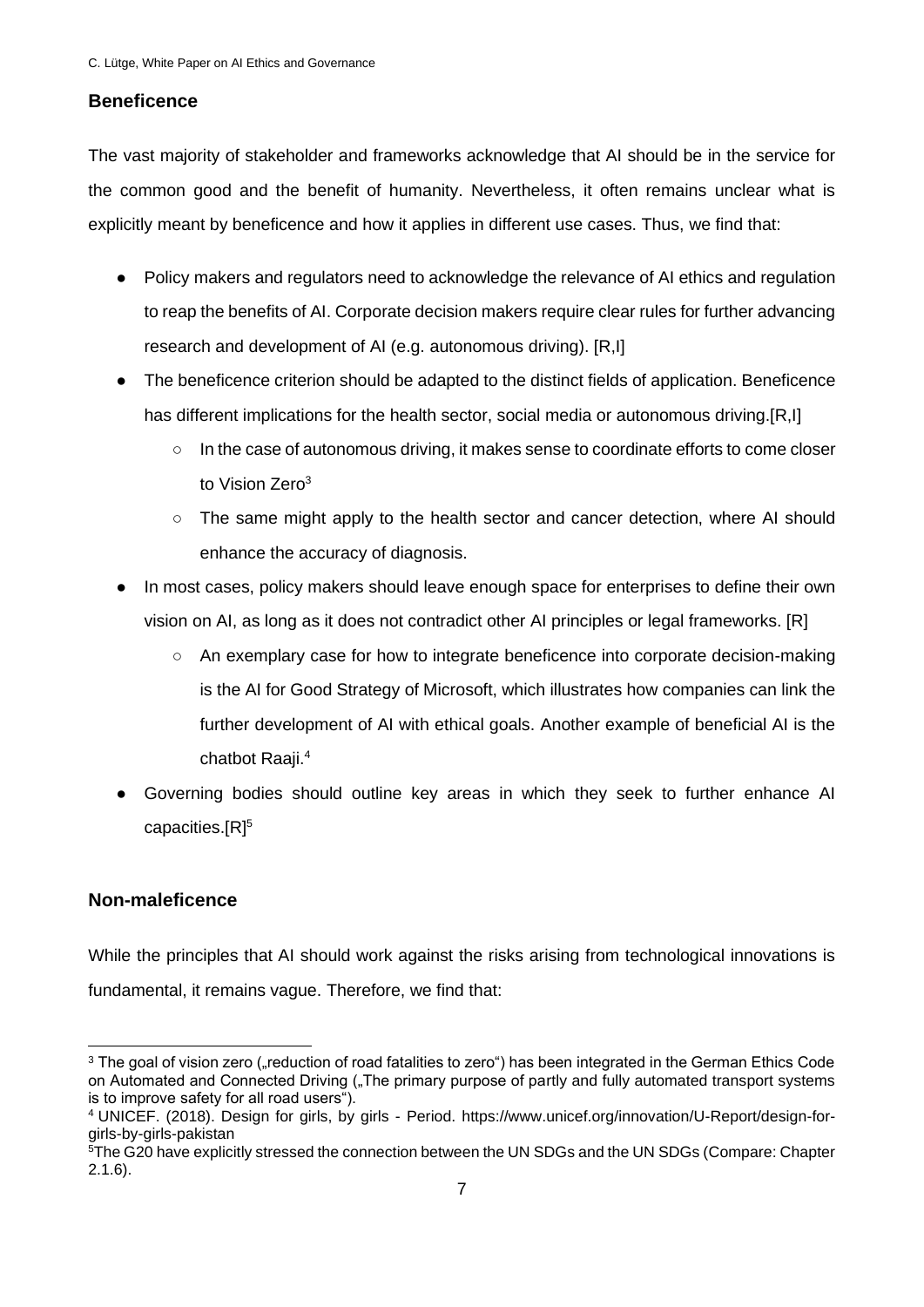## Beneficence

The vast majority of stakeholder and frameworks acknowledge that AI should be in the service for the common good and the benefit of humanity. Nevertheless, it often remains unclear what is explicitly meant by beneficence and how it applies in different use cases. Thus, we find that:

- Policy makers and regulators need to acknowledge the relevance of AI ethics and regulation to reap the benefits of AI. Corporate decision makers require clear rules for further advancing research and development of AI (e.g. autonomous driving). [R,I]
- The beneficence criterion should be adapted to the distinct fields of application. Beneficence has different implications for the health sector, social media or autonomous driving.[R,I]
    - In the case of autonomous driving, it makes sense to coordinate efforts to come closer to Vision Zero[3]
    - The same might apply to the health sector and cancer detection, where AI should enhance the accuracy of diagnosis.
- In most cases, policy makers should leave enough space for enterprises to define their own vision on AI, as long as it does not contradict other AI principles or legal frameworks. [R]
    - An exemplary case for how to integrate beneficence into corporate decision-making is the AI for Good Strategy of Microsoft, which illustrates how companies can link the further development of AI with ethical goals. Another example of beneficial AI is the chatbot Raaji.[4]
- Governing bodies should outline key areas in which they seek to further enhance AI capacities.[R][5]

## Non-maleficence

While the principles that AI should work against the risks arising from technological innovations is fundamental, it remains vague. Therefore, we find that:

[3] The goal of vision zero („reduction of road fatalities to zero") has been integrated in the German Ethics Code on Automated and Connected Driving („The primary purpose of partly and fully automated transport systems is to improve safety for all road users").

[4] UNICEF. (2018). Design for girls, by girls - Period. https://www.unicef.org/innovation/U-Report/design-for-girls-by-girls-pakistan

[5] The G20 have explicitly stressed the connection between the UN SDGs and the UN SDGs (Compare: Chapter 2.1.6).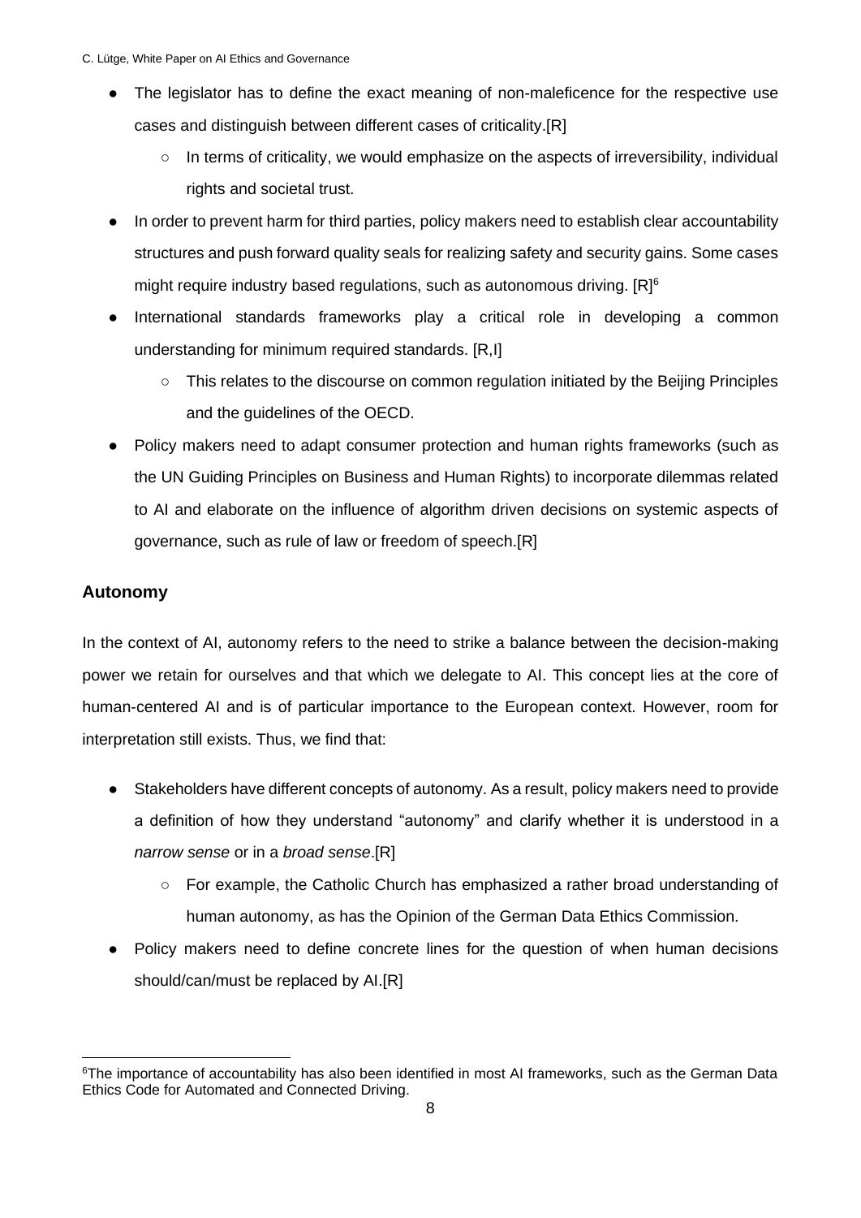- The legislator has to define the exact meaning of non-maleficence for the respective use cases and distinguish between different cases of criticality.[R]
  - In terms of criticality, we would emphasize on the aspects of irreversibility, individual rights and societal trust.
- In order to prevent harm for third parties, policy makers need to establish clear accountability structures and push forward quality seals for realizing safety and security gains. Some cases might require industry based regulations, such as autonomous driving. [R][6]
- International standards frameworks play a critical role in developing a common understanding for minimum required standards. [R,I]
  - This relates to the discourse on common regulation initiated by the Beijing Principles and the guidelines of the OECD.
- Policy makers need to adapt consumer protection and human rights frameworks (such as the UN Guiding Principles on Business and Human Rights) to incorporate dilemmas related to AI and elaborate on the influence of algorithm driven decisions on systemic aspects of governance, such as rule of law or freedom of speech.[R]

## Autonomy

In the context of AI, autonomy refers to the need to strike a balance between the decision-making power we retain for ourselves and that which we delegate to AI. This concept lies at the core of human-centered AI and is of particular importance to the European context. However, room for interpretation still exists. Thus, we find that:

- Stakeholders have different concepts of autonomy. As a result, policy makers need to provide a definition of how they understand "autonomy" and clarify whether it is understood in a *narrow sense* or in a *broad sense*.[R]
  - For example, the Catholic Church has emphasized a rather broad understanding of human autonomy, as has the Opinion of the German Data Ethics Commission.
- Policy makers need to define concrete lines for the question of when human decisions should/can/must be replaced by AI.[R]

---

[6] The importance of accountability has also been identified in most AI frameworks, such as the German Data Ethics Code for Automated and Connected Driving.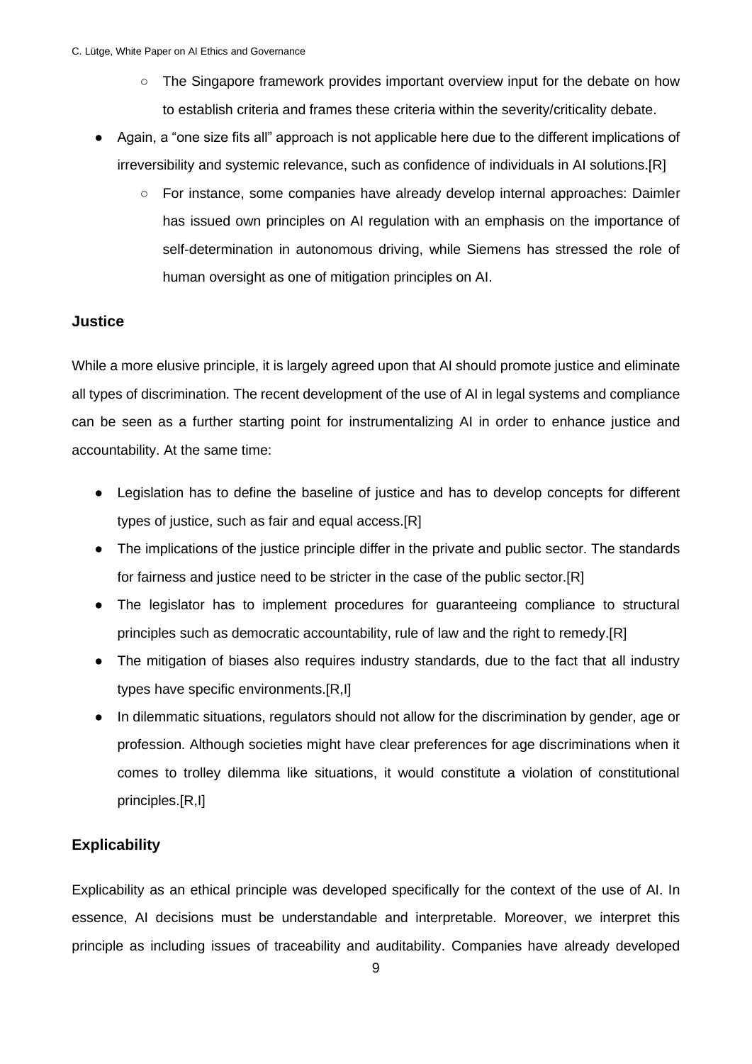- The Singapore framework provides important overview input for the debate on how to establish criteria and frames these criteria within the severity/criticality debate.
- Again, a "one size fits all" approach is not applicable here due to the different implications of irreversibility and systemic relevance, such as confidence of individuals in AI solutions.[R]
    - For instance, some companies have already develop internal approaches: Daimler has issued own principles on AI regulation with an emphasis on the importance of self-determination in autonomous driving, while Siemens has stressed the role of human oversight as one of mitigation principles on AI.

### Justice

While a more elusive principle, it is largely agreed upon that AI should promote justice and eliminate all types of discrimination. The recent development of the use of AI in legal systems and compliance can be seen as a further starting point for instrumentalizing AI in order to enhance justice and accountability. At the same time:

- Legislation has to define the baseline of justice and has to develop concepts for different types of justice, such as fair and equal access.[R]
- The implications of the justice principle differ in the private and public sector. The standards for fairness and justice need to be stricter in the case of the public sector.[R]
- The legislator has to implement procedures for guaranteeing compliance to structural principles such as democratic accountability, rule of law and the right to remedy.[R]
- The mitigation of biases also requires industry standards, due to the fact that all industry types have specific environments.[R,I]
- In dilemmatic situations, regulators should not allow for the discrimination by gender, age or profession. Although societies might have clear preferences for age discriminations when it comes to trolley dilemma like situations, it would constitute a violation of constitutional principles.[R,I]

### Explicability

Explicability as an ethical principle was developed specifically for the context of the use of AI. In essence, AI decisions must be understandable and interpretable. Moreover, we interpret this principle as including issues of traceability and auditability. Companies have already developed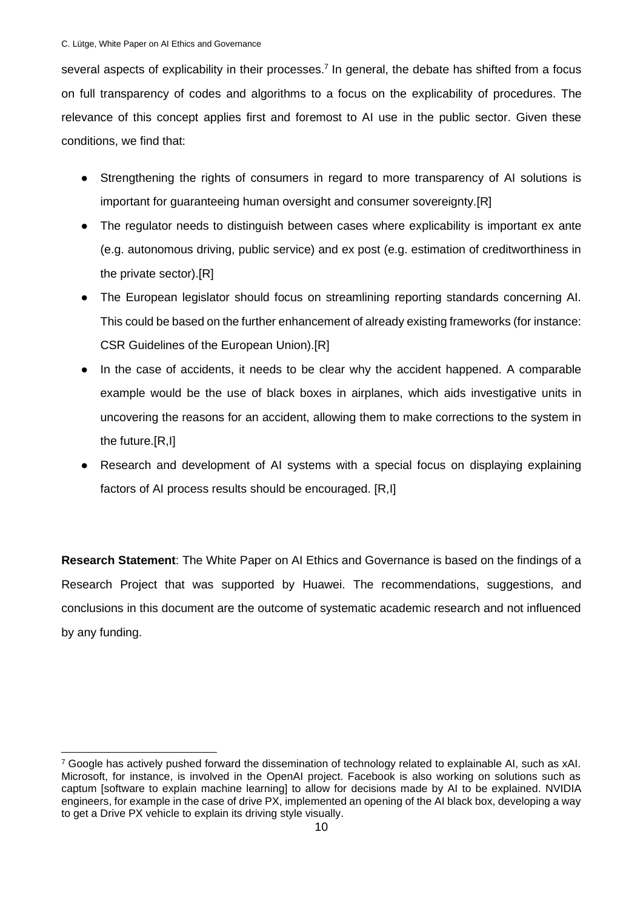several aspects of explicability in their processes.[7] In general, the debate has shifted from a focus on full transparency of codes and algorithms to a focus on the explicability of procedures. The relevance of this concept applies first and foremost to AI use in the public sector. Given these conditions, we find that:

- Strengthening the rights of consumers in regard to more transparency of AI solutions is important for guaranteeing human oversight and consumer sovereignty.[R]
- The regulator needs to distinguish between cases where explicability is important ex ante (e.g. autonomous driving, public service) and ex post (e.g. estimation of creditworthiness in the private sector).[R]
- The European legislator should focus on streamlining reporting standards concerning AI. This could be based on the further enhancement of already existing frameworks (for instance: CSR Guidelines of the European Union).[R]
- In the case of accidents, it needs to be clear why the accident happened. A comparable example would be the use of black boxes in airplanes, which aids investigative units in uncovering the reasons for an accident, allowing them to make corrections to the system in the future.[R,I]
- Research and development of AI systems with a special focus on displaying explaining factors of AI process results should be encouraged. [R,I]

**Research Statement**: The White Paper on AI Ethics and Governance is based on the findings of a Research Project that was supported by Huawei. The recommendations, suggestions, and conclusions in this document are the outcome of systematic academic research and not influenced by any funding.

[7] Google has actively pushed forward the dissemination of technology related to explainable AI, such as xAI. Microsoft, for instance, is involved in the OpenAI project. Facebook is also working on solutions such as captum [software to explain machine learning] to allow for decisions made by AI to be explained. NVIDIA engineers, for example in the case of drive PX, implemented an opening of the AI black box, developing a way to get a Drive PX vehicle to explain its driving style visually.